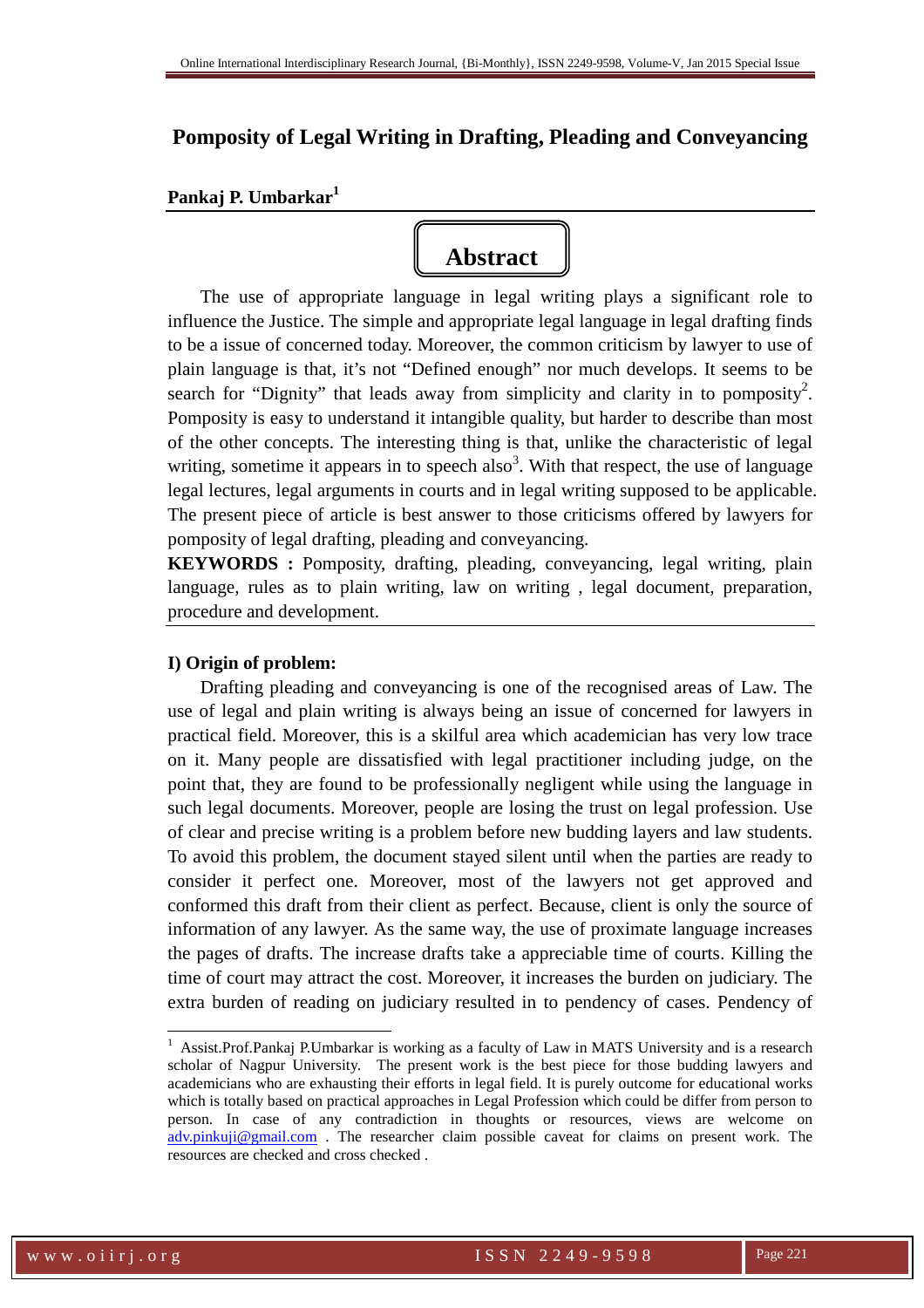# Pomposity of Legal Writing in Drafting, Pleading and Conveyancing

**Pankaj P. Umbarkar**[1]

## Abstract

The use of appropriate language in legal writing plays a significant role to influence the Justice. The simple and appropriate legal language in legal drafting finds to be a issue of concerned today. Moreover, the common criticism by lawyer to use of plain language is that, it's not "Defined enough" nor much develops. It seems to be search for "Dignity" that leads away from simplicity and clarity in to pomposity[2]. Pomposity is easy to understand it intangible quality, but harder to describe than most of the other concepts. The interesting thing is that, unlike the characteristic of legal writing, sometime it appears in to speech also[3]. With that respect, the use of language legal lectures, legal arguments in courts and in legal writing supposed to be applicable. The present piece of article is best answer to those criticisms offered by lawyers for pomposity of legal drafting, pleading and conveyancing.

**KEYWORDS :** Pomposity, drafting, pleading, conveyancing, legal writing, plain language, rules as to plain writing, law on writing , legal document, preparation, procedure and development.

**I) Origin of problem:**

Drafting pleading and conveyancing is one of the recognised areas of Law. The use of legal and plain writing is always being an issue of concerned for lawyers in practical field. Moreover, this is a skilful area which academician has very low trace on it. Many people are dissatisfied with legal practitioner including judge, on the point that, they are found to be professionally negligent while using the language in such legal documents. Moreover, people are losing the trust on legal profession. Use of clear and precise writing is a problem before new budding layers and law students. To avoid this problem, the document stayed silent until when the parties are ready to consider it perfect one. Moreover, most of the lawyers not get approved and conformed this draft from their client as perfect. Because, client is only the source of information of any lawyer. As the same way, the use of proximate language increases the pages of drafts. The increase drafts take a appreciable time of courts. Killing the time of court may attract the cost. Moreover, it increases the burden on judiciary. The extra burden of reading on judiciary resulted in to pendency of cases. Pendency of

---

[1] Assist.Prof.Pankaj P.Umbarkar is working as a faculty of Law in MATS University and is a research scholar of Nagpur University. The present work is the best piece for those budding lawyers and academicians who are exhausting their efforts in legal field. It is purely outcome for educational works which is totally based on practical approaches in Legal Profession which could be differ from person to person. In case of any contradiction in thoughts or resources, views are welcome on adv.pinkuji@gmail.com . The researcher claim possible caveat for claims on present work. The resources are checked and cross checked .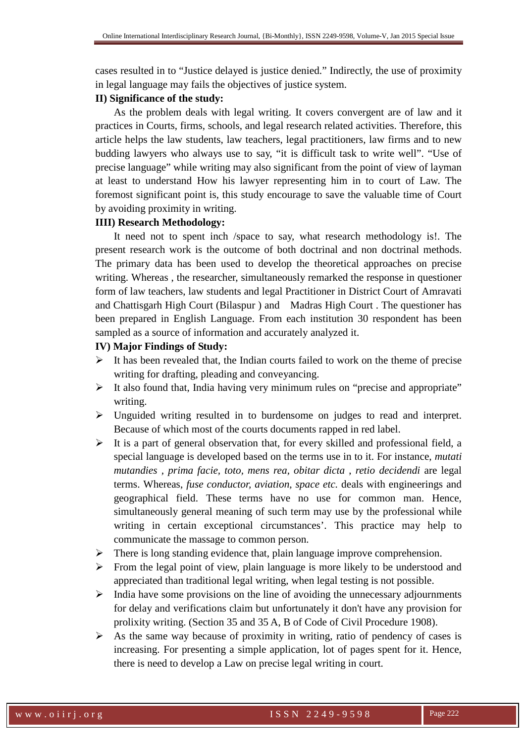cases resulted in to “Justice delayed is justice denied.” Indirectly, the use of proximity in legal language may fails the objectives of justice system.

**II) Significance of the study:**

As the problem deals with legal writing. It covers convergent are of law and it practices in Courts, firms, schools, and legal research related activities. Therefore, this article helps the law students, law teachers, legal practitioners, law firms and to new budding lawyers who always use to say, “it is difficult task to write well”. “Use of precise language” while writing may also significant from the point of view of layman at least to understand How his lawyer representing him in to court of Law. The foremost significant point is, this study encourage to save the valuable time of Court by avoiding proximity in writing.

**IIII) Research Methodology:**

It need not to spent inch /space to say, what research methodology is!. The present research work is the outcome of both doctrinal and non doctrinal methods. The primary data has been used to develop the theoretical approaches on precise writing. Whereas , the researcher, simultaneously remarked the response in questioner form of law teachers, law students and legal Practitioner in District Court of Amravati and Chattisgarh High Court (Bilaspur ) and Madras High Court . The questioner has been prepared in English Language. From each institution 30 respondent has been sampled as a source of information and accurately analyzed it.

**IV) Major Findings of Study:**

- It has been revealed that, the Indian courts failed to work on the theme of precise writing for drafting, pleading and conveyancing.
- It also found that, India having very minimum rules on “precise and appropriate” writing.
- Unguided writing resulted in to burdensome on judges to read and interpret. Because of which most of the courts documents rapped in red label.
- It is a part of general observation that, for every skilled and professional field, a special language is developed based on the terms use in to it. For instance, *mutati mutandies* , *prima facie*, *toto*, *mens rea*, *obitar dicta* , *retio decidendi* are legal terms. Whereas, *fuse conductor, aviation, space etc.* deals with engineerings and geographical field. These terms have no use for common man. Hence, simultaneously general meaning of such term may use by the professional while writing in certain exceptional circumstances’. This practice may help to communicate the massage to common person.
- There is long standing evidence that, plain language improve comprehension.
- From the legal point of view, plain language is more likely to be understood and appreciated than traditional legal writing, when legal testing is not possible.
- India have some provisions on the line of avoiding the unnecessary adjournments for delay and verifications claim but unfortunately it don't have any provision for prolixity writing. (Section 35 and 35 A, B of Code of Civil Procedure 1908).
- As the same way because of proximity in writing, ratio of pendency of cases is increasing. For presenting a simple application, lot of pages spent for it. Hence, there is need to develop a Law on precise legal writing in court.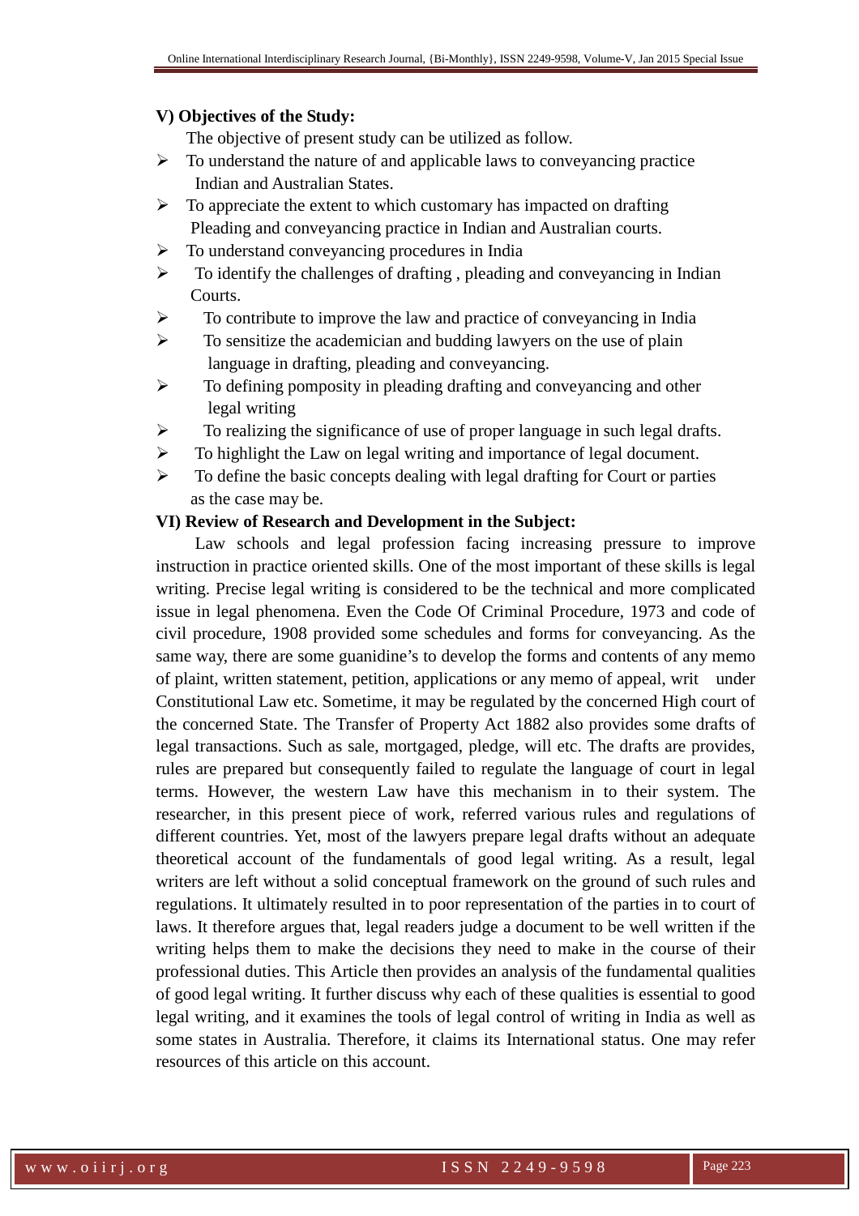**V) Objectives of the Study:**

The objective of present study can be utilized as follow.

- To understand the nature of and applicable laws to conveyancing practice Indian and Australian States.
- To appreciate the extent to which customary has impacted on drafting Pleading and conveyancing practice in Indian and Australian courts.
- To understand conveyancing procedures in India
- To identify the challenges of drafting , pleading and conveyancing in Indian Courts.
- To contribute to improve the law and practice of conveyancing in India
- To sensitize the academician and budding lawyers on the use of plain language in drafting, pleading and conveyancing.
- To defining pomposity in pleading drafting and conveyancing and other legal writing
- To realizing the significance of use of proper language in such legal drafts.
- To highlight the Law on legal writing and importance of legal document.
- To define the basic concepts dealing with legal drafting for Court or parties as the case may be.

**VI) Review of Research and Development in the Subject:**

Law schools and legal profession facing increasing pressure to improve instruction in practice oriented skills. One of the most important of these skills is legal writing. Precise legal writing is considered to be the technical and more complicated issue in legal phenomena. Even the Code Of Criminal Procedure, 1973 and code of civil procedure, 1908 provided some schedules and forms for conveyancing. As the same way, there are some guanidine's to develop the forms and contents of any memo of plaint, written statement, petition, applications or any memo of appeal, writ under Constitutional Law etc. Sometime, it may be regulated by the concerned High court of the concerned State. The Transfer of Property Act 1882 also provides some drafts of legal transactions. Such as sale, mortgaged, pledge, will etc. The drafts are provides, rules are prepared but consequently failed to regulate the language of court in legal terms. However, the western Law have this mechanism in to their system. The researcher, in this present piece of work, referred various rules and regulations of different countries. Yet, most of the lawyers prepare legal drafts without an adequate theoretical account of the fundamentals of good legal writing. As a result, legal writers are left without a solid conceptual framework on the ground of such rules and regulations. It ultimately resulted in to poor representation of the parties in to court of laws. It therefore argues that, legal readers judge a document to be well written if the writing helps them to make the decisions they need to make in the course of their professional duties. This Article then provides an analysis of the fundamental qualities of good legal writing. It further discuss why each of these qualities is essential to good legal writing, and it examines the tools of legal control of writing in India as well as some states in Australia. Therefore, it claims its International status. One may refer resources of this article on this account.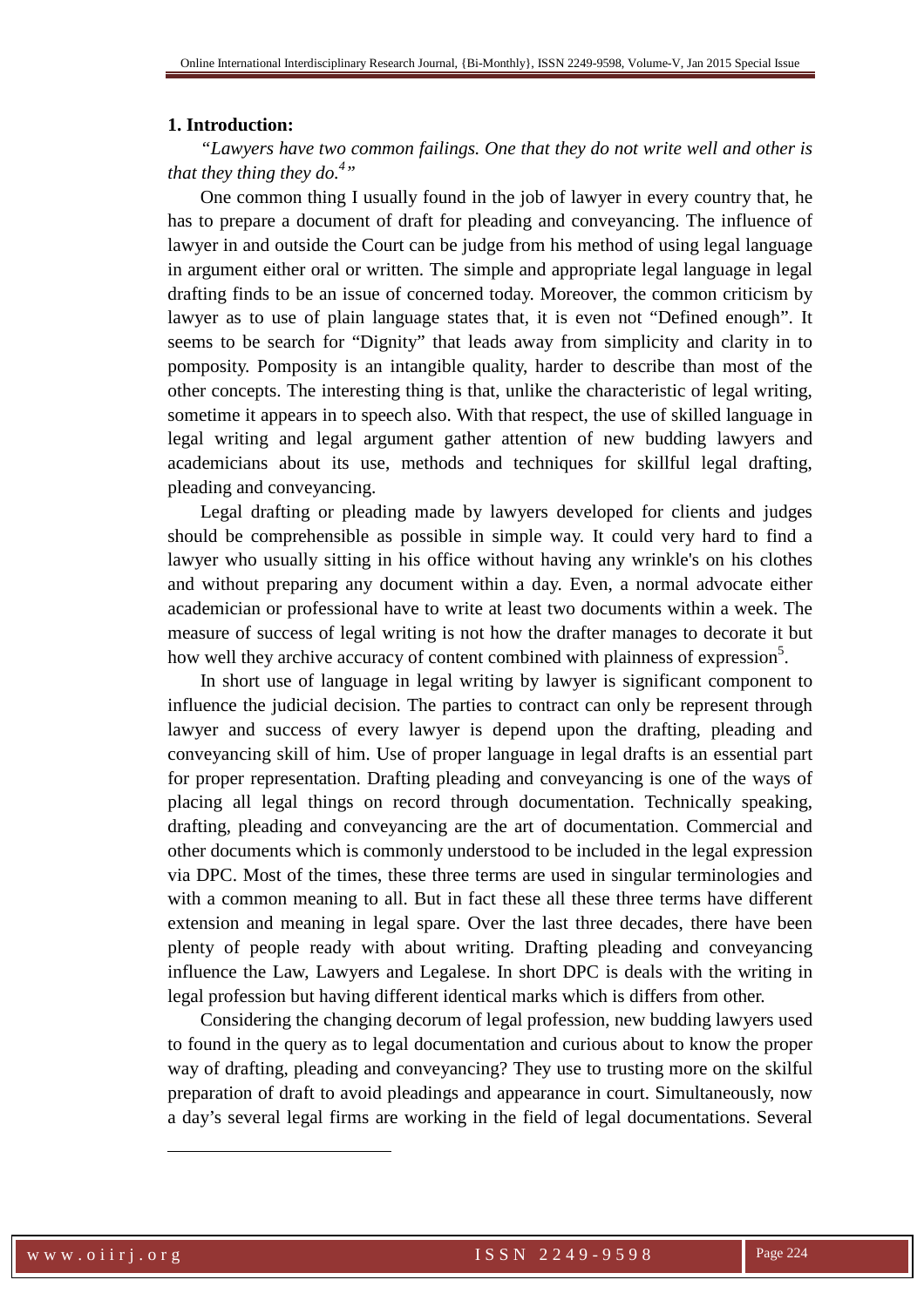### 1. Introduction:

*"Lawyers have two common failings. One that they do not write well and other is that they thing they do.[4]"*

One common thing I usually found in the job of lawyer in every country that, he has to prepare a document of draft for pleading and conveyancing. The influence of lawyer in and outside the Court can be judge from his method of using legal language in argument either oral or written. The simple and appropriate legal language in legal drafting finds to be an issue of concerned today. Moreover, the common criticism by lawyer as to use of plain language states that, it is even not "Defined enough". It seems to be search for "Dignity" that leads away from simplicity and clarity in to pomposity. Pomposity is an intangible quality, harder to describe than most of the other concepts. The interesting thing is that, unlike the characteristic of legal writing, sometime it appears in to speech also. With that respect, the use of skilled language in legal writing and legal argument gather attention of new budding lawyers and academicians about its use, methods and techniques for skillful legal drafting, pleading and conveyancing.

Legal drafting or pleading made by lawyers developed for clients and judges should be comprehensible as possible in simple way. It could very hard to find a lawyer who usually sitting in his office without having any wrinkle's on his clothes and without preparing any document within a day. Even, a normal advocate either academician or professional have to write at least two documents within a week. The measure of success of legal writing is not how the drafter manages to decorate it but how well they archive accuracy of content combined with plainness of expression[5].

In short use of language in legal writing by lawyer is significant component to influence the judicial decision. The parties to contract can only be represent through lawyer and success of every lawyer is depend upon the drafting, pleading and conveyancing skill of him. Use of proper language in legal drafts is an essential part for proper representation. Drafting pleading and conveyancing is one of the ways of placing all legal things on record through documentation. Technically speaking, drafting, pleading and conveyancing are the art of documentation. Commercial and other documents which is commonly understood to be included in the legal expression via DPC. Most of the times, these three terms are used in singular terminologies and with a common meaning to all. But in fact these all these three terms have different extension and meaning in legal spare. Over the last three decades, there have been plenty of people ready with about writing. Drafting pleading and conveyancing influence the Law, Lawyers and Legalese. In short DPC is deals with the writing in legal profession but having different identical marks which is differs from other.

Considering the changing decorum of legal profession, new budding lawyers used to found in the query as to legal documentation and curious about to know the proper way of drafting, pleading and conveyancing? They use to trusting more on the skilful preparation of draft to avoid pleadings and appearance in court. Simultaneously, now a day's several legal firms are working in the field of legal documentations. Several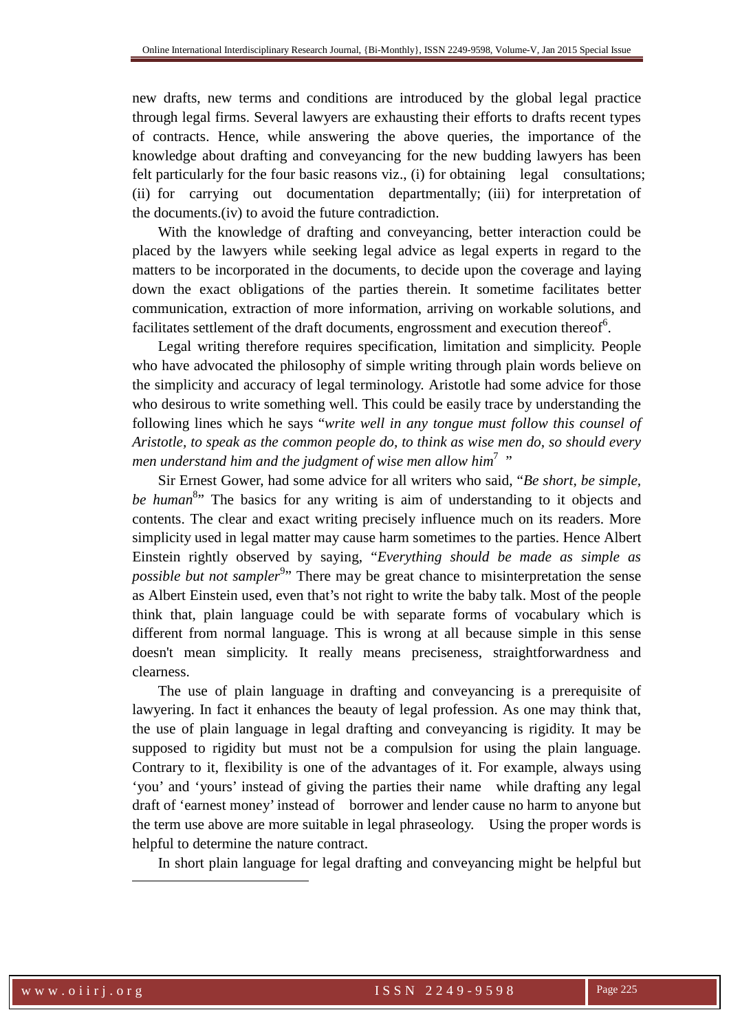new drafts, new terms and conditions are introduced by the global legal practice through legal firms. Several lawyers are exhausting their efforts to drafts recent types of contracts. Hence, while answering the above queries, the importance of the knowledge about drafting and conveyancing for the new budding lawyers has been felt particularly for the four basic reasons viz., (i) for obtaining legal consultations; (ii) for carrying out documentation departmentally; (iii) for interpretation of the documents.(iv) to avoid the future contradiction.

With the knowledge of drafting and conveyancing, better interaction could be placed by the lawyers while seeking legal advice as legal experts in regard to the matters to be incorporated in the documents, to decide upon the coverage and laying down the exact obligations of the parties therein. It sometime facilitates better communication, extraction of more information, arriving on workable solutions, and facilitates settlement of the draft documents, engrossment and execution thereof[6].

Legal writing therefore requires specification, limitation and simplicity. People who have advocated the philosophy of simple writing through plain words believe on the simplicity and accuracy of legal terminology. Aristotle had some advice for those who desirous to write something well. This could be easily trace by understanding the following lines which he says "*write well in any tongue must follow this counsel of Aristotle, to speak as the common people do, to think as wise men do, so should every men understand him and the judgment of wise men allow him*[7] "

Sir Ernest Gower, had some advice for all writers who said, "*Be short, be simple, be human*[8]" The basics for any writing is aim of understanding to it objects and contents. The clear and exact writing precisely influence much on its readers. More simplicity used in legal matter may cause harm sometimes to the parties. Hence Albert Einstein rightly observed by saying, "*Everything should be made as simple as possible but not sampler*[9]" There may be great chance to misinterpretation the sense as Albert Einstein used, even that's not right to write the baby talk. Most of the people think that, plain language could be with separate forms of vocabulary which is different from normal language. This is wrong at all because simple in this sense doesn't mean simplicity. It really means preciseness, straightforwardness and clearness.

The use of plain language in drafting and conveyancing is a prerequisite of lawyering. In fact it enhances the beauty of legal profession. As one may think that, the use of plain language in legal drafting and conveyancing is rigidity. It may be supposed to rigidity but must not be a compulsion for using the plain language. Contrary to it, flexibility is one of the advantages of it. For example, always using 'you' and 'yours' instead of giving the parties their name while drafting any legal draft of 'earnest money' instead of borrower and lender cause no harm to anyone but the term use above are more suitable in legal phraseology. Using the proper words is helpful to determine the nature contract.

In short plain language for legal drafting and conveyancing might be helpful but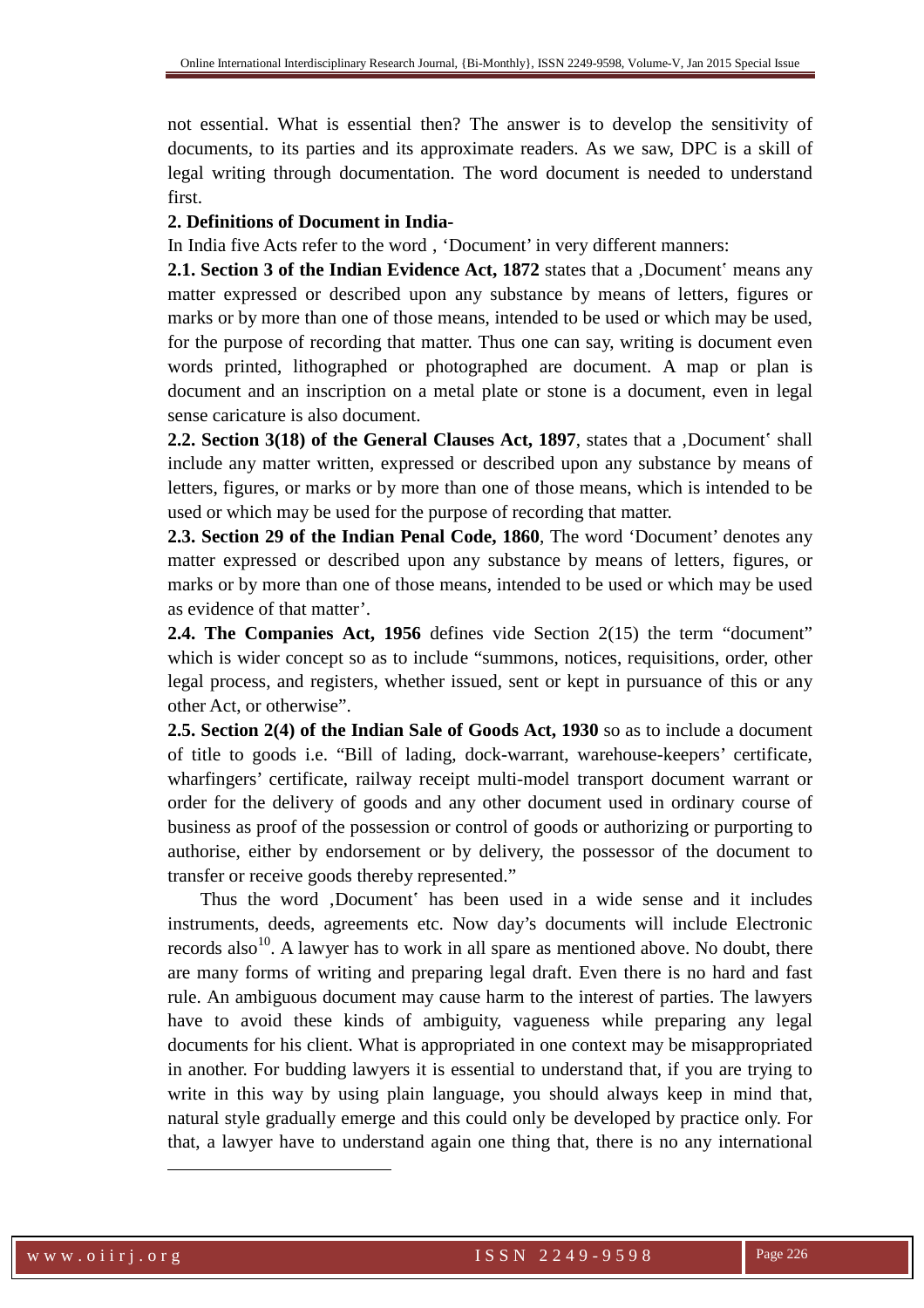not essential. What is essential then? The answer is to develop the sensitivity of documents, to its parties and its approximate readers. As we saw, DPC is a skill of legal writing through documentation. The word document is needed to understand first.

**2. Definitions of Document in India-**

In India five Acts refer to the word , 'Document' in very different manners:

**2.1. Section 3 of the Indian Evidence Act, 1872** states that a ,Document' means any matter expressed or described upon any substance by means of letters, figures or marks or by more than one of those means, intended to be used or which may be used, for the purpose of recording that matter. Thus one can say, writing is document even words printed, lithographed or photographed are document. A map or plan is document and an inscription on a metal plate or stone is a document, even in legal sense caricature is also document.

**2.2. Section 3(18) of the General Clauses Act, 1897**, states that a ,Document' shall include any matter written, expressed or described upon any substance by means of letters, figures, or marks or by more than one of those means, which is intended to be used or which may be used for the purpose of recording that matter.

**2.3. Section 29 of the Indian Penal Code, 1860**, The word 'Document' denotes any matter expressed or described upon any substance by means of letters, figures, or marks or by more than one of those means, intended to be used or which may be used as evidence of that matter'.

**2.4. The Companies Act, 1956** defines vide Section 2(15) the term "document" which is wider concept so as to include "summons, notices, requisitions, order, other legal process, and registers, whether issued, sent or kept in pursuance of this or any other Act, or otherwise".

**2.5. Section 2(4) of the Indian Sale of Goods Act, 1930** so as to include a document of title to goods i.e. "Bill of lading, dock-warrant, warehouse-keepers' certificate, wharfingers' certificate, railway receipt multi-model transport document warrant or order for the delivery of goods and any other document used in ordinary course of business as proof of the possession or control of goods or authorizing or purporting to authorise, either by endorsement or by delivery, the possessor of the document to transfer or receive goods thereby represented."

Thus the word ,Document' has been used in a wide sense and it includes instruments, deeds, agreements etc. Now day's documents will include Electronic records also[10]. A lawyer has to work in all spare as mentioned above. No doubt, there are many forms of writing and preparing legal draft. Even there is no hard and fast rule. An ambiguous document may cause harm to the interest of parties. The lawyers have to avoid these kinds of ambiguity, vagueness while preparing any legal documents for his client. What is appropriated in one context may be misappropriated in another. For budding lawyers it is essential to understand that, if you are trying to write in this way by using plain language, you should always keep in mind that, natural style gradually emerge and this could only be developed by practice only. For that, a lawyer have to understand again one thing that, there is no any international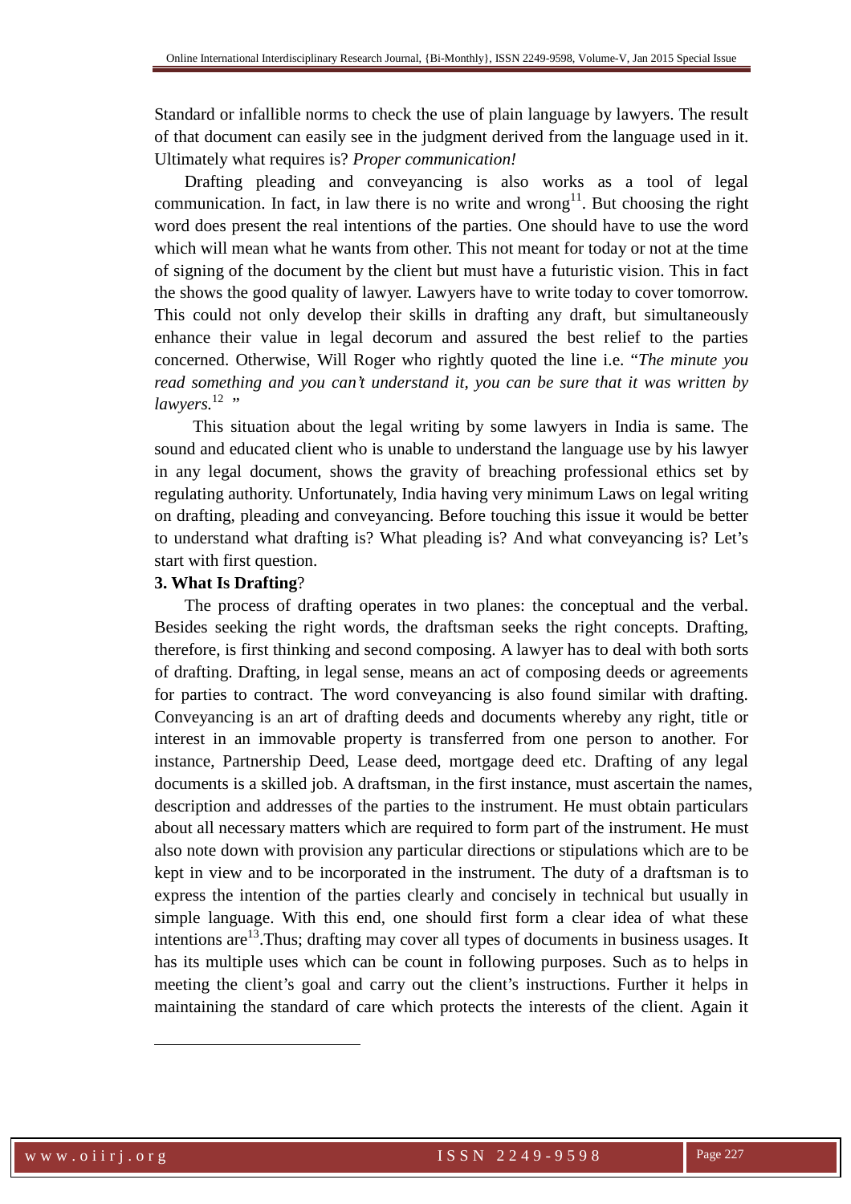Standard or infallible norms to check the use of plain language by lawyers. The result of that document can easily see in the judgment derived from the language used in it. Ultimately what requires is? *Proper communication!*

Drafting pleading and conveyancing is also works as a tool of legal communication. In fact, in law there is no write and wrong[11]. But choosing the right word does present the real intentions of the parties. One should have to use the word which will mean what he wants from other. This not meant for today or not at the time of signing of the document by the client but must have a futuristic vision. This in fact the shows the good quality of lawyer. Lawyers have to write today to cover tomorrow. This could not only develop their skills in drafting any draft, but simultaneously enhance their value in legal decorum and assured the best relief to the parties concerned. Otherwise, Will Roger who rightly quoted the line i.e. "*The minute you read something and you can't understand it, you can be sure that it was written by lawyers.*[12] "

This situation about the legal writing by some lawyers in India is same. The sound and educated client who is unable to understand the language use by his lawyer in any legal document, shows the gravity of breaching professional ethics set by regulating authority. Unfortunately, India having very minimum Laws on legal writing on drafting, pleading and conveyancing. Before touching this issue it would be better to understand what drafting is? What pleading is? And what conveyancing is? Let's start with first question.

**3. What Is Drafting**?

The process of drafting operates in two planes: the conceptual and the verbal. Besides seeking the right words, the draftsman seeks the right concepts. Drafting, therefore, is first thinking and second composing. A lawyer has to deal with both sorts of drafting. Drafting, in legal sense, means an act of composing deeds or agreements for parties to contract. The word conveyancing is also found similar with drafting. Conveyancing is an art of drafting deeds and documents whereby any right, title or interest in an immovable property is transferred from one person to another. For instance, Partnership Deed, Lease deed, mortgage deed etc. Drafting of any legal documents is a skilled job. A draftsman, in the first instance, must ascertain the names, description and addresses of the parties to the instrument. He must obtain particulars about all necessary matters which are required to form part of the instrument. He must also note down with provision any particular directions or stipulations which are to be kept in view and to be incorporated in the instrument. The duty of a draftsman is to express the intention of the parties clearly and concisely in technical but usually in simple language. With this end, one should first form a clear idea of what these intentions are[13].Thus; drafting may cover all types of documents in business usages. It has its multiple uses which can be count in following purposes. Such as to helps in meeting the client's goal and carry out the client's instructions. Further it helps in maintaining the standard of care which protects the interests of the client. Again it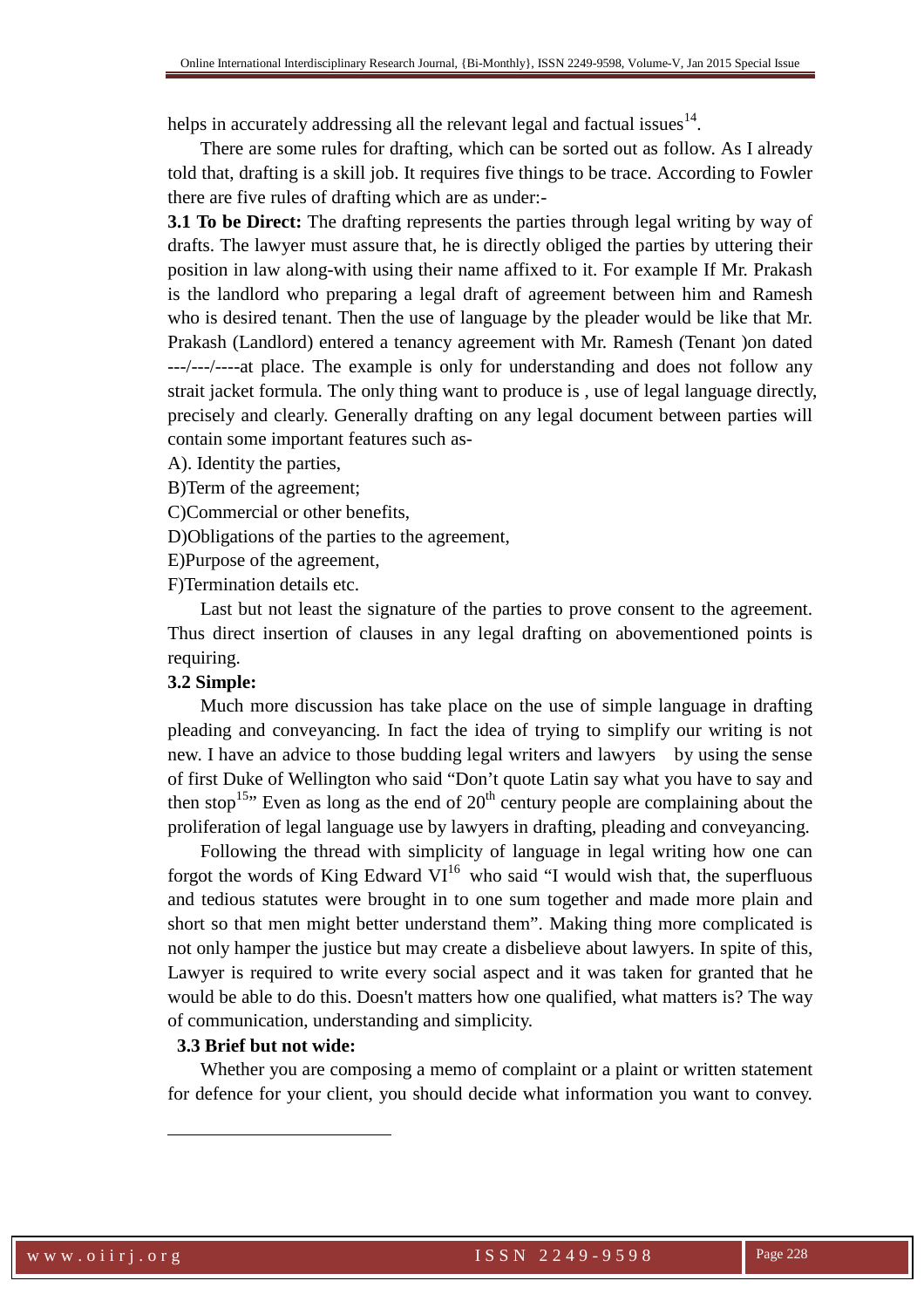helps in accurately addressing all the relevant legal and factual issues[14].

There are some rules for drafting, which can be sorted out as follow. As I already told that, drafting is a skill job. It requires five things to be trace. According to Fowler there are five rules of drafting which are as under:-

**3.1 To be Direct:** The drafting represents the parties through legal writing by way of drafts. The lawyer must assure that, he is directly obliged the parties by uttering their position in law along-with using their name affixed to it. For example If Mr. Prakash is the landlord who preparing a legal draft of agreement between him and Ramesh who is desired tenant. Then the use of language by the pleader would be like that Mr. Prakash (Landlord) entered a tenancy agreement with Mr. Ramesh (Tenant )on dated ---/---/----at place. The example is only for understanding and does not follow any strait jacket formula. The only thing want to produce is , use of legal language directly, precisely and clearly. Generally drafting on any legal document between parties will contain some important features such as-

A). Identity the parties,

B)Term of the agreement;

C)Commercial or other benefits,

D)Obligations of the parties to the agreement,

E)Purpose of the agreement,

F)Termination details etc.

Last but not least the signature of the parties to prove consent to the agreement. Thus direct insertion of clauses in any legal drafting on abovementioned points is requiring.

**3.2 Simple:**

Much more discussion has take place on the use of simple language in drafting pleading and conveyancing. In fact the idea of trying to simplify our writing is not new. I have an advice to those budding legal writers and lawyers by using the sense of first Duke of Wellington who said "Don't quote Latin say what you have to say and then stop[15]" Even as long as the end of 20th century people are complaining about the proliferation of legal language use by lawyers in drafting, pleading and conveyancing.

Following the thread with simplicity of language in legal writing how one can forgot the words of King Edward VI[16] who said "I would wish that, the superfluous and tedious statutes were brought in to one sum together and made more plain and short so that men might better understand them". Making thing more complicated is not only hamper the justice but may create a disbelieve about lawyers. In spite of this, Lawyer is required to write every social aspect and it was taken for granted that he would be able to do this. Doesn't matters how one qualified, what matters is? The way of communication, understanding and simplicity.

**3.3 Brief but not wide:**

Whether you are composing a memo of complaint or a plaint or written statement for defence for your client, you should decide what information you want to convey.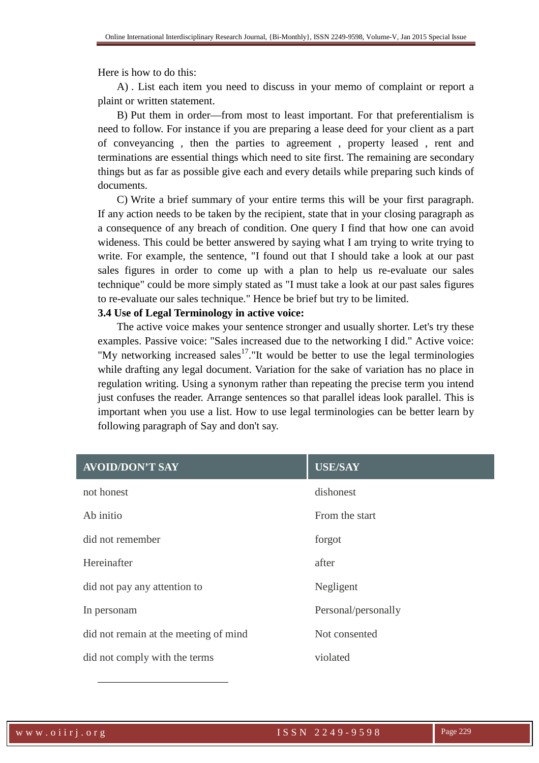Here is how to do this:

A) . List each item you need to discuss in your memo of complaint or report a plaint or written statement.

B) Put them in order—from most to least important. For that preferentialism is need to follow. For instance if you are preparing a lease deed for your client as a part of conveyancing , then the parties to agreement , property leased , rent and terminations are essential things which need to site first. The remaining are secondary things but as far as possible give each and every details while preparing such kinds of documents.

C) Write a brief summary of your entire terms this will be your first paragraph. If any action needs to be taken by the recipient, state that in your closing paragraph as a consequence of any breach of condition. One query I find that how one can avoid wideness. This could be better answered by saying what I am trying to write trying to write. For example, the sentence, "I found out that I should take a look at our past sales figures in order to come up with a plan to help us re-evaluate our sales technique" could be more simply stated as "I must take a look at our past sales figures to re-evaluate our sales technique." Hence be brief but try to be limited.

**3.4 Use of Legal Terminology in active voice:**

The active voice makes your sentence stronger and usually shorter. Let's try these examples. Passive voice: "Sales increased due to the networking I did." Active voice: "My networking increased sales[17]."It would be better to use the legal terminologies while drafting any legal document. Variation for the sake of variation has no place in regulation writing. Using a synonym rather than repeating the precise term you intend just confuses the reader. Arrange sentences so that parallel ideas look parallel. This is important when you use a list. How to use legal terminologies can be better learn by following paragraph of Say and don't say.

| AVOID/DON'T SAY | USE/SAY |
|---|---|
| not honest | dishonest |
| Ab initio | From the start |
| did not remember | forgot |
| Hereinafter | after |
| did not pay any attention to | Negligent |
| In personam | Personal/personally |
| did not remain at the meeting of mind | Not consented |
| did not comply with the terms | violated |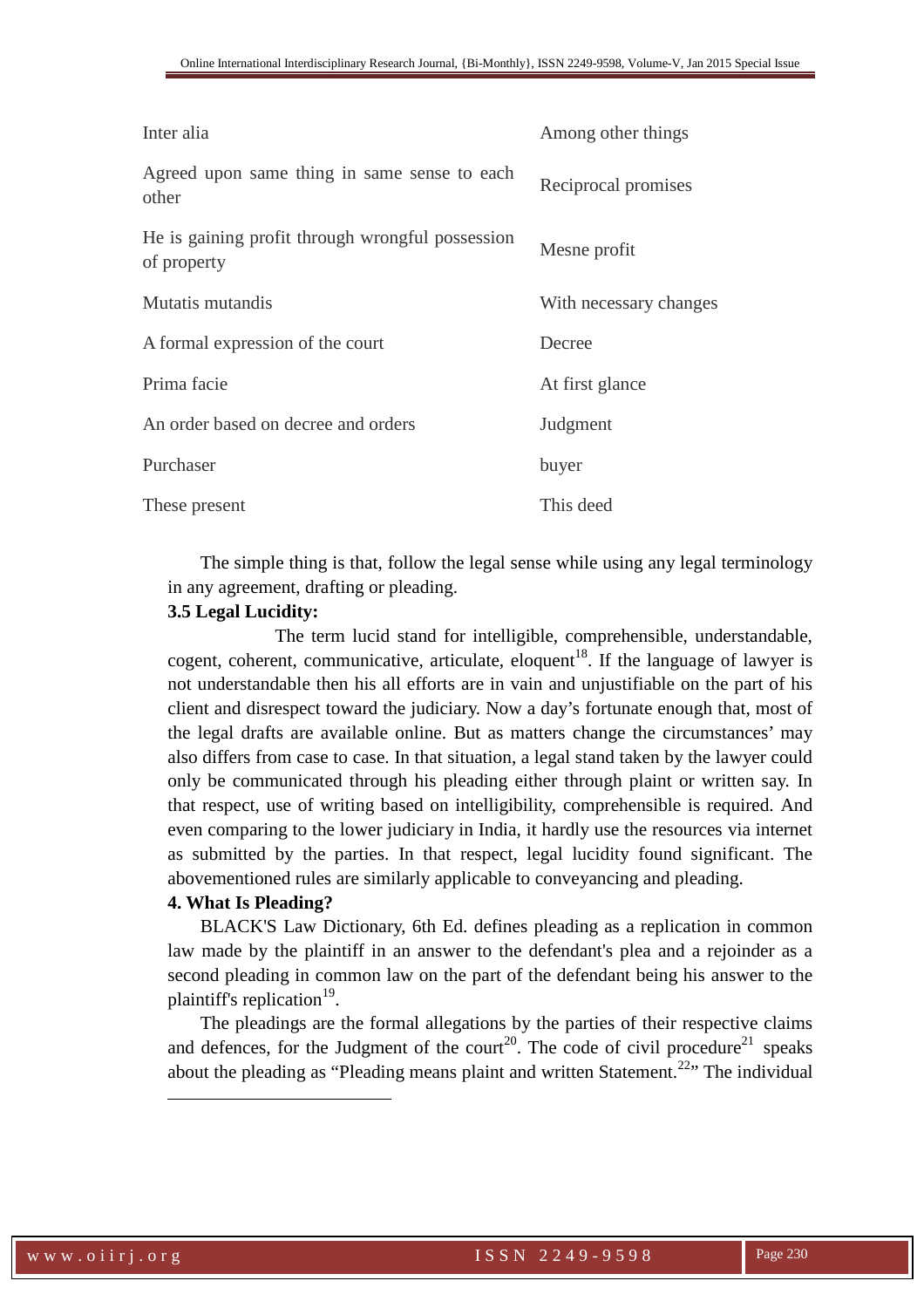| | |
|---|---|
| Inter alia | Among other things |
| Agreed upon same thing in same sense to each other | Reciprocal promises |
| He is gaining profit through wrongful possession of property | Mesne profit |
| Mutatis mutandis | With necessary changes |
| A formal expression of the court | Decree |
| Prima facie | At first glance |
| An order based on decree and orders | Judgment |
| Purchaser | buyer |
| These present | This deed |

The simple thing is that, follow the legal sense while using any legal terminology in any agreement, drafting or pleading.

**3.5 Legal Lucidity:**

The term lucid stand for intelligible, comprehensible, understandable, cogent, coherent, communicative, articulate, eloquent[18]. If the language of lawyer is not understandable then his all efforts are in vain and unjustifiable on the part of his client and disrespect toward the judiciary. Now a day's fortunate enough that, most of the legal drafts are available online. But as matters change the circumstances' may also differs from case to case. In that situation, a legal stand taken by the lawyer could only be communicated through his pleading either through plaint or written say. In that respect, use of writing based on intelligibility, comprehensible is required. And even comparing to the lower judiciary in India, it hardly use the resources via internet as submitted by the parties. In that respect, legal lucidity found significant. The abovementioned rules are similarly applicable to conveyancing and pleading.

**4. What Is Pleading?**

BLACK'S Law Dictionary, 6th Ed. defines pleading as a replication in common law made by the plaintiff in an answer to the defendant's plea and a rejoinder as a second pleading in common law on the part of the defendant being his answer to the plaintiff's replication[19].

The pleadings are the formal allegations by the parties of their respective claims and defences, for the Judgment of the court[20]. The code of civil procedure[21] speaks about the pleading as "Pleading means plaint and written Statement.[22]" The individual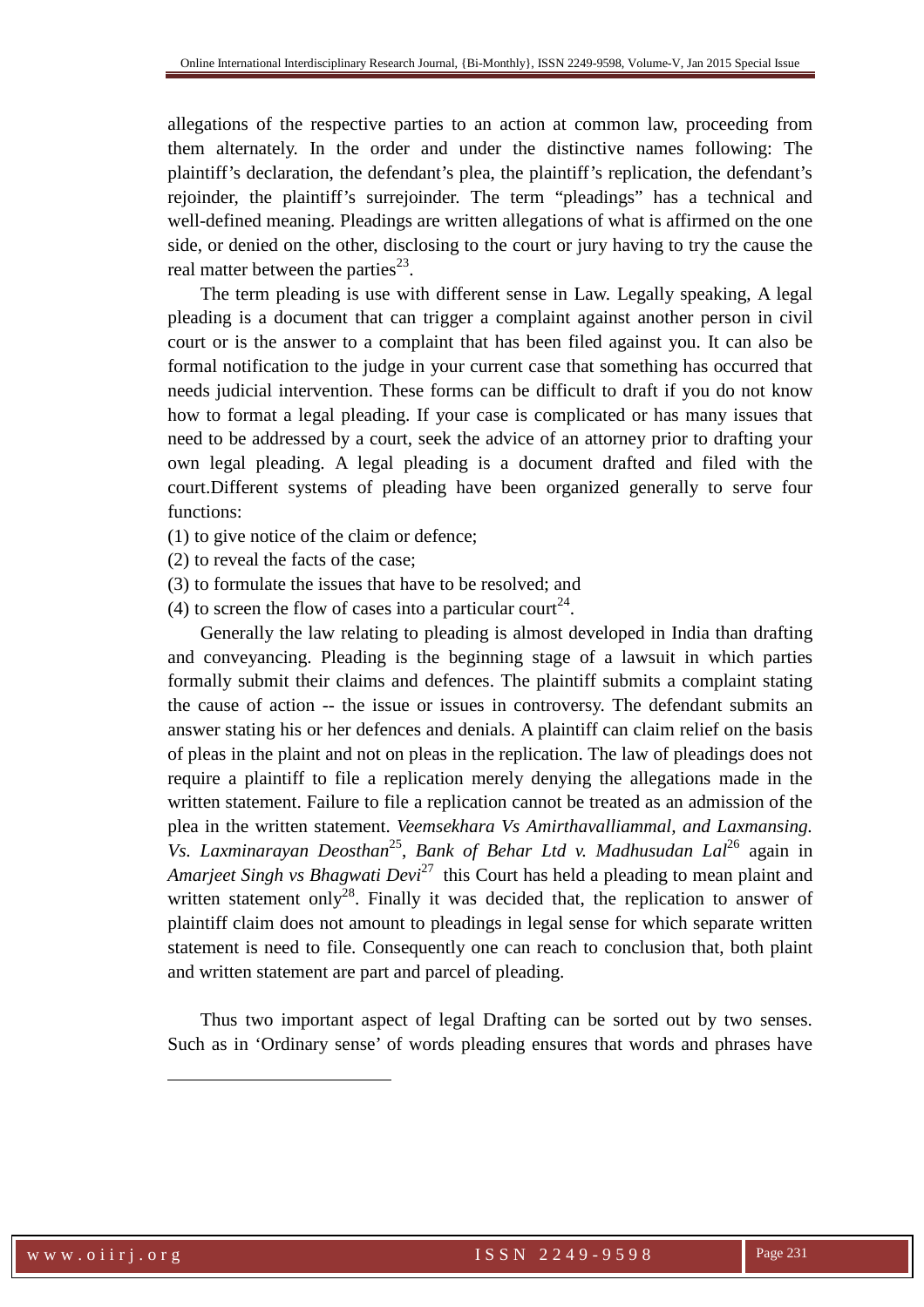allegations of the respective parties to an action at common law, proceeding from them alternately. In the order and under the distinctive names following: The plaintiff's declaration, the defendant's plea, the plaintiff's replication, the defendant's rejoinder, the plaintiff's surrejoinder. The term "pleadings" has a technical and well-defined meaning. Pleadings are written allegations of what is affirmed on the one side, or denied on the other, disclosing to the court or jury having to try the cause the real matter between the parties[23].

The term pleading is use with different sense in Law. Legally speaking, A legal pleading is a document that can trigger a complaint against another person in civil court or is the answer to a complaint that has been filed against you. It can also be formal notification to the judge in your current case that something has occurred that needs judicial intervention. These forms can be difficult to draft if you do not know how to format a legal pleading. If your case is complicated or has many issues that need to be addressed by a court, seek the advice of an attorney prior to drafting your own legal pleading. A legal pleading is a document drafted and filed with the court.Different systems of pleading have been organized generally to serve four functions:

(1) to give notice of the claim or defence;
(2) to reveal the facts of the case;
(3) to formulate the issues that have to be resolved; and
(4) to screen the flow of cases into a particular court[24].

Generally the law relating to pleading is almost developed in India than drafting and conveyancing. Pleading is the beginning stage of a lawsuit in which parties formally submit their claims and defences. The plaintiff submits a complaint stating the cause of action -- the issue or issues in controversy. The defendant submits an answer stating his or her defences and denials. A plaintiff can claim relief on the basis of pleas in the plaint and not on pleas in the replication. The law of pleadings does not require a plaintiff to file a replication merely denying the allegations made in the written statement. Failure to file a replication cannot be treated as an admission of the plea in the written statement. *Veemsekhara Vs Amirthavalliammal, and Laxmansing. Vs. Laxminarayan Deosthan*[25], *Bank of Behar Ltd v. Madhusudan Lal*[26] again in *Amarjeet Singh vs Bhagwati Devi*[27] this Court has held a pleading to mean plaint and written statement only[28]. Finally it was decided that, the replication to answer of plaintiff claim does not amount to pleadings in legal sense for which separate written statement is need to file. Consequently one can reach to conclusion that, both plaint and written statement are part and parcel of pleading.

Thus two important aspect of legal Drafting can be sorted out by two senses. Such as in 'Ordinary sense' of words pleading ensures that words and phrases have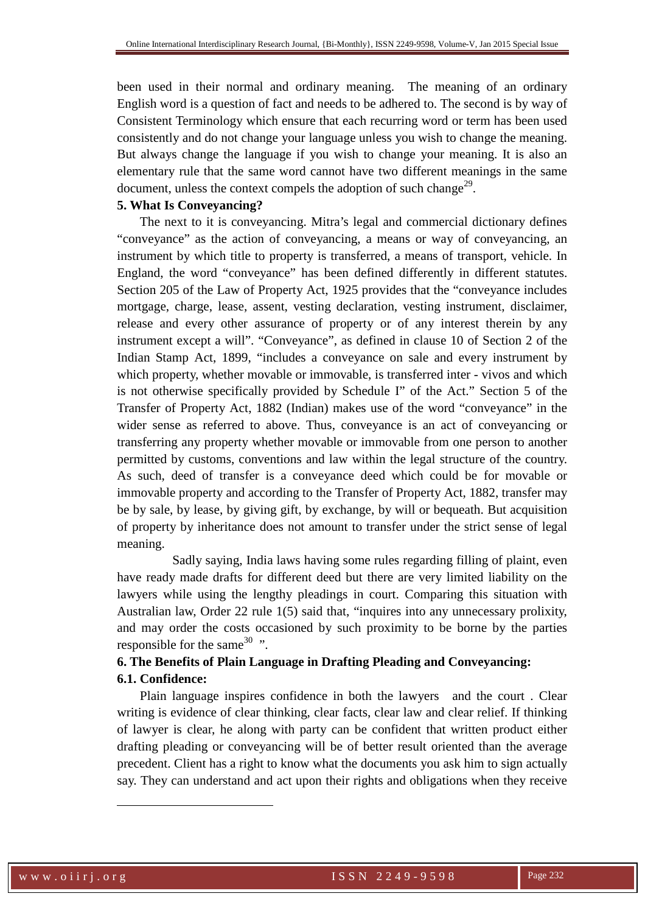been used in their normal and ordinary meaning. The meaning of an ordinary English word is a question of fact and needs to be adhered to. The second is by way of Consistent Terminology which ensure that each recurring word or term has been used consistently and do not change your language unless you wish to change the meaning. But always change the language if you wish to change your meaning. It is also an elementary rule that the same word cannot have two different meanings in the same document, unless the context compels the adoption of such change[29].

**5. What Is Conveyancing?**

The next to it is conveyancing. Mitra's legal and commercial dictionary defines "conveyance" as the action of conveyancing, a means or way of conveyancing, an instrument by which title to property is transferred, a means of transport, vehicle. In England, the word "conveyance" has been defined differently in different statutes. Section 205 of the Law of Property Act, 1925 provides that the "conveyance includes mortgage, charge, lease, assent, vesting declaration, vesting instrument, disclaimer, release and every other assurance of property or of any interest therein by any instrument except a will". "Conveyance", as defined in clause 10 of Section 2 of the Indian Stamp Act, 1899, "includes a conveyance on sale and every instrument by which property, whether movable or immovable, is transferred inter - vivos and which is not otherwise specifically provided by Schedule I" of the Act." Section 5 of the Transfer of Property Act, 1882 (Indian) makes use of the word "conveyance" in the wider sense as referred to above. Thus, conveyance is an act of conveyancing or transferring any property whether movable or immovable from one person to another permitted by customs, conventions and law within the legal structure of the country. As such, deed of transfer is a conveyance deed which could be for movable or immovable property and according to the Transfer of Property Act, 1882, transfer may be by sale, by lease, by giving gift, by exchange, by will or bequeath. But acquisition of property by inheritance does not amount to transfer under the strict sense of legal meaning.

Sadly saying, India laws having some rules regarding filling of plaint, even have ready made drafts for different deed but there are very limited liability on the lawyers while using the lengthy pleadings in court. Comparing this situation with Australian law, Order 22 rule 1(5) said that, "inquires into any unnecessary prolixity, and may order the costs occasioned by such proximity to be borne by the parties responsible for the same[30] ".

**6. The Benefits of Plain Language in Drafting Pleading and Conveyancing:**

**6.1. Confidence:**

Plain language inspires confidence in both the lawyers and the court . Clear writing is evidence of clear thinking, clear facts, clear law and clear relief. If thinking of lawyer is clear, he along with party can be confident that written product either drafting pleading or conveyancing will be of better result oriented than the average precedent. Client has a right to know what the documents you ask him to sign actually say. They can understand and act upon their rights and obligations when they receive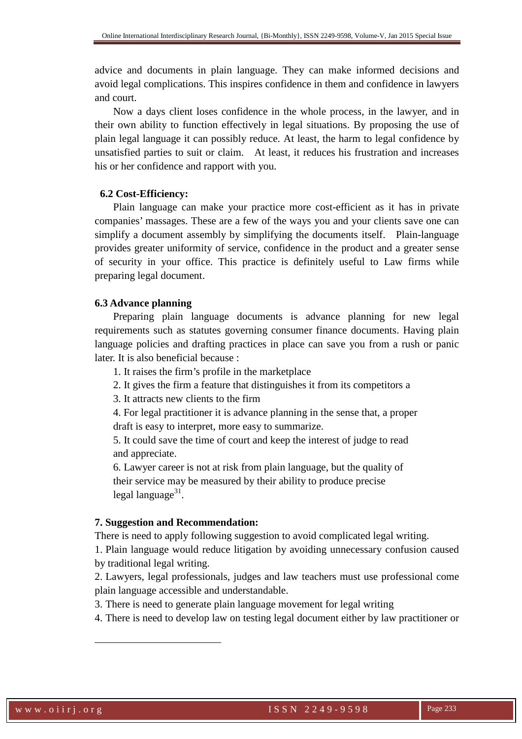advice and documents in plain language. They can make informed decisions and avoid legal complications. This inspires confidence in them and confidence in lawyers and court.

Now a days client loses confidence in the whole process, in the lawyer, and in their own ability to function effectively in legal situations. By proposing the use of plain legal language it can possibly reduce. At least, the harm to legal confidence by unsatisfied parties to suit or claim. At least, it reduces his frustration and increases his or her confidence and rapport with you.

### 6.2 Cost-Efficiency:

Plain language can make your practice more cost-efficient as it has in private companies' massages. These are a few of the ways you and your clients save one can simplify a document assembly by simplifying the documents itself. Plain-language provides greater uniformity of service, confidence in the product and a greater sense of security in your office. This practice is definitely useful to Law firms while preparing legal document.

### 6.3 Advance planning

Preparing plain language documents is advance planning for new legal requirements such as statutes governing consumer finance documents. Having plain language policies and drafting practices in place can save you from a rush or panic later. It is also beneficial because :

1. It raises the firm's profile in the marketplace
2. It gives the firm a feature that distinguishes it from its competitors a
3. It attracts new clients to the firm
4. For legal practitioner it is advance planning in the sense that, a proper draft is easy to interpret, more easy to summarize.
5. It could save the time of court and keep the interest of judge to read and appreciate.
6. Lawyer career is not at risk from plain language, but the quality of their service may be measured by their ability to produce precise legal language[31].

## 7. Suggestion and Recommendation:

There is need to apply following suggestion to avoid complicated legal writing.

1. Plain language would reduce litigation by avoiding unnecessary confusion caused by traditional legal writing.
2. Lawyers, legal professionals, judges and law teachers must use professional come plain language accessible and understandable.
3. There is need to generate plain language movement for legal writing
4. There is need to develop law on testing legal document either by law practitioner or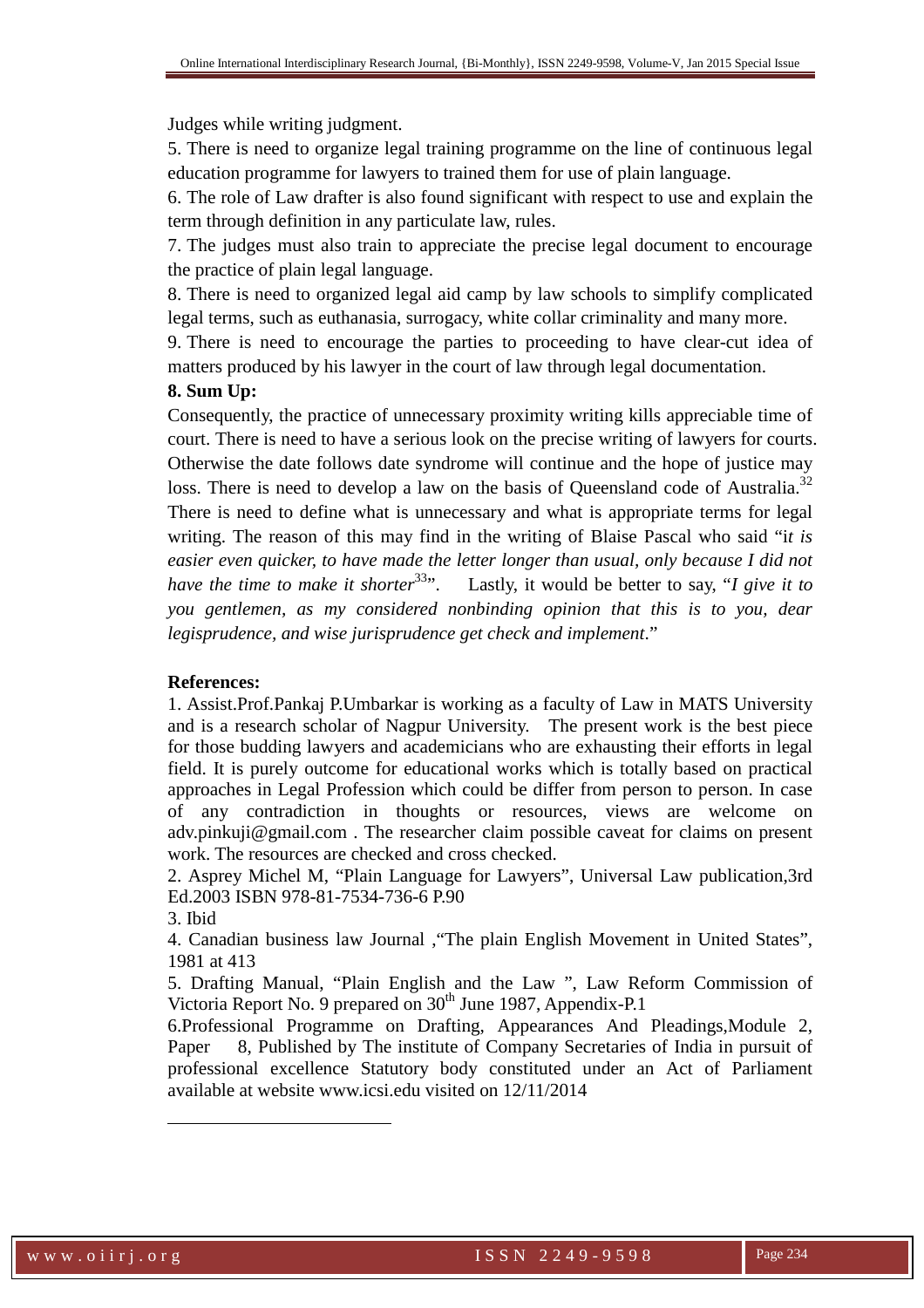Judges while writing judgment.

5. There is need to organize legal training programme on the line of continuous legal education programme for lawyers to trained them for use of plain language.

6. The role of Law drafter is also found significant with respect to use and explain the term through definition in any particulate law, rules.

7. The judges must also train to appreciate the precise legal document to encourage the practice of plain legal language.

8. There is need to organized legal aid camp by law schools to simplify complicated legal terms, such as euthanasia, surrogacy, white collar criminality and many more.

9. There is need to encourage the parties to proceeding to have clear-cut idea of matters produced by his lawyer in the court of law through legal documentation.

**8. Sum Up:**

Consequently, the practice of unnecessary proximity writing kills appreciable time of court. There is need to have a serious look on the precise writing of lawyers for courts. Otherwise the date follows date syndrome will continue and the hope of justice may loss. There is need to develop a law on the basis of Queensland code of Australia.[32] There is need to define what is unnecessary and what is appropriate terms for legal writing. The reason of this may find in the writing of Blaise Pascal who said "*it is easier even quicker, to have made the letter longer than usual, only because I did not have the time to make it shorter*[33]". Lastly, it would be better to say, "*I give it to you gentlemen, as my considered nonbinding opinion that this is to you, dear legisprudence, and wise jurisprudence get check and implement*."

**References:**

1. Assist.Prof.Pankaj P.Umbarkar is working as a faculty of Law in MATS University and is a research scholar of Nagpur University. The present work is the best piece for those budding lawyers and academicians who are exhausting their efforts in legal field. It is purely outcome for educational works which is totally based on practical approaches in Legal Profession which could be differ from person to person. In case of any contradiction in thoughts or resources, views are welcome on adv.pinkuji@gmail.com . The researcher claim possible caveat for claims on present work. The resources are checked and cross checked.

2. Asprey Michel M, "Plain Language for Lawyers", Universal Law publication,3rd Ed.2003 ISBN 978-81-7534-736-6 P.90

3. Ibid

4. Canadian business law Journal ,"The plain English Movement in United States", 1981 at 413

5. Drafting Manual, "Plain English and the Law ", Law Reform Commission of Victoria Report No. 9 prepared on 30th June 1987, Appendix-P.1

6.Professional Programme on Drafting, Appearances And Pleadings,Module 2, Paper 8, Published by The institute of Company Secretaries of India in pursuit of professional excellence Statutory body constituted under an Act of Parliament available at website www.icsi.edu visited on 12/11/2014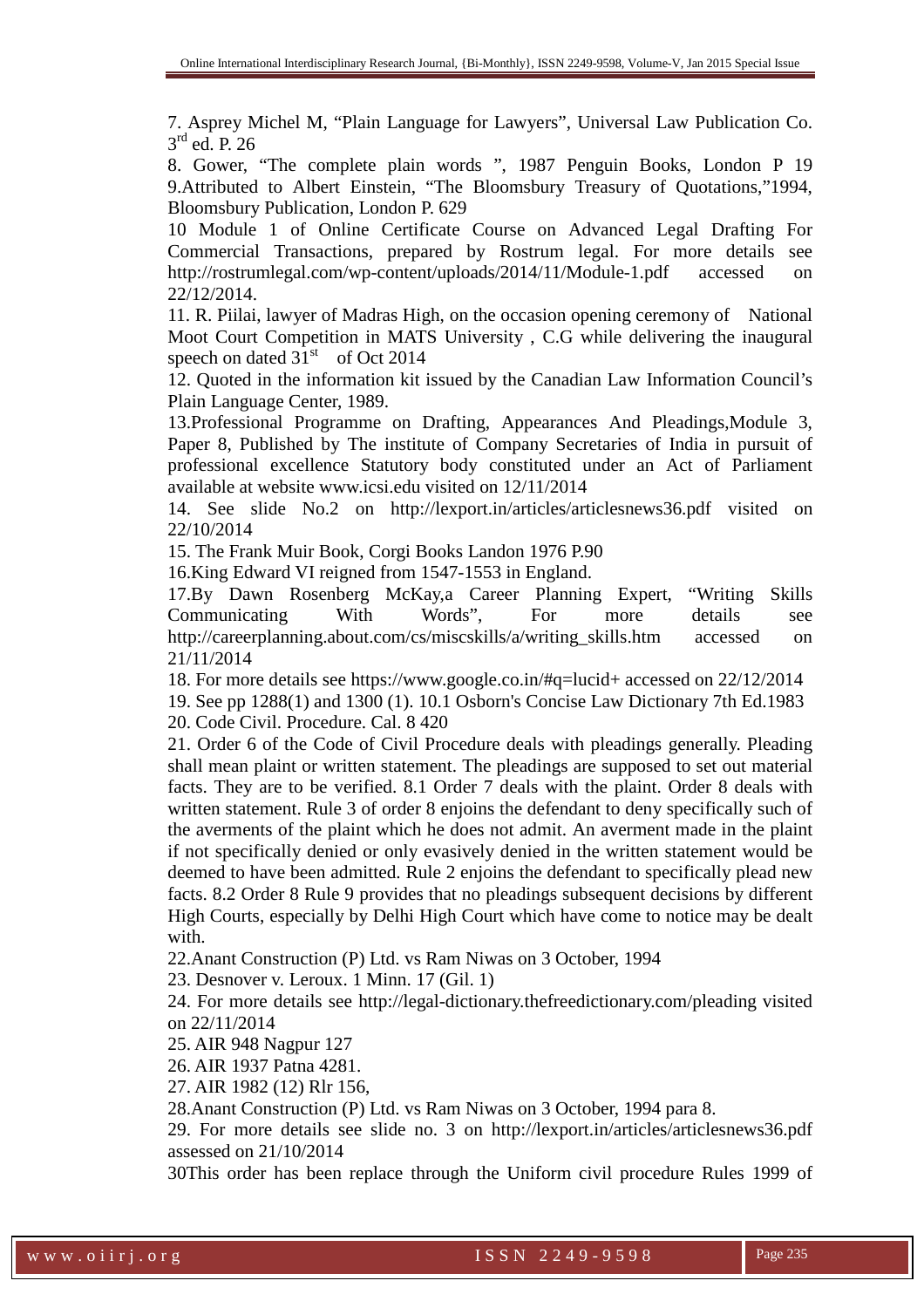7. Asprey Michel M, "Plain Language for Lawyers", Universal Law Publication Co. 3rd ed. P. 26

8. Gower, "The complete plain words ", 1987 Penguin Books, London P 19

9.Attributed to Albert Einstein, "The Bloomsbury Treasury of Quotations,"1994, Bloomsbury Publication, London P. 629

10 Module 1 of Online Certificate Course on Advanced Legal Drafting For Commercial Transactions, prepared by Rostrum legal. For more details see http://rostrumlegal.com/wp-content/uploads/2014/11/Module-1.pdf accessed on 22/12/2014.

11. R. Piilai, lawyer of Madras High, on the occasion opening ceremony of National Moot Court Competition in MATS University , C.G while delivering the inaugural speech on dated 31st of Oct 2014

12. Quoted in the information kit issued by the Canadian Law Information Council's Plain Language Center, 1989.

13.Professional Programme on Drafting, Appearances And Pleadings,Module 3, Paper 8, Published by The institute of Company Secretaries of India in pursuit of professional excellence Statutory body constituted under an Act of Parliament available at website www.icsi.edu visited on 12/11/2014

14. See slide No.2 on http://lexport.in/articles/articlesnews36.pdf visited on 22/10/2014

15. The Frank Muir Book, Corgi Books Landon 1976 P.90

16.King Edward VI reigned from 1547-1553 in England.

17.By Dawn Rosenberg McKay,a Career Planning Expert, "Writing Skills Communicating With Words", For more details see http://careerplanning.about.com/cs/miscskills/a/writing_skills.htm accessed on 21/11/2014

18. For more details see https://www.google.co.in/#q=lucid+ accessed on 22/12/2014

19. See pp 1288(1) and 1300 (1). 10.1 Osborn's Concise Law Dictionary 7th Ed.1983

20. Code Civil. Procedure. Cal. 8 420

21. Order 6 of the Code of Civil Procedure deals with pleadings generally. Pleading shall mean plaint or written statement. The pleadings are supposed to set out material facts. They are to be verified. 8.1 Order 7 deals with the plaint. Order 8 deals with written statement. Rule 3 of order 8 enjoins the defendant to deny specifically such of the averments of the plaint which he does not admit. An averment made in the plaint if not specifically denied or only evasively denied in the written statement would be deemed to have been admitted. Rule 2 enjoins the defendant to specifically plead new facts. 8.2 Order 8 Rule 9 provides that no pleadings subsequent decisions by different High Courts, especially by Delhi High Court which have come to notice may be dealt with.

22.Anant Construction (P) Ltd. vs Ram Niwas on 3 October, 1994

23. Desnover v. Leroux. 1 Minn. 17 (Gil. 1)

24. For more details see http://legal-dictionary.thefreedictionary.com/pleading visited on 22/11/2014

25. AIR 948 Nagpur 127

26. AIR 1937 Patna 4281.

27. AIR 1982 (12) Rlr 156,

28.Anant Construction (P) Ltd. vs Ram Niwas on 3 October, 1994 para 8.

29. For more details see slide no. 3 on http://lexport.in/articles/articlesnews36.pdf assessed on 21/10/2014

30This order has been replace through the Uniform civil procedure Rules 1999 of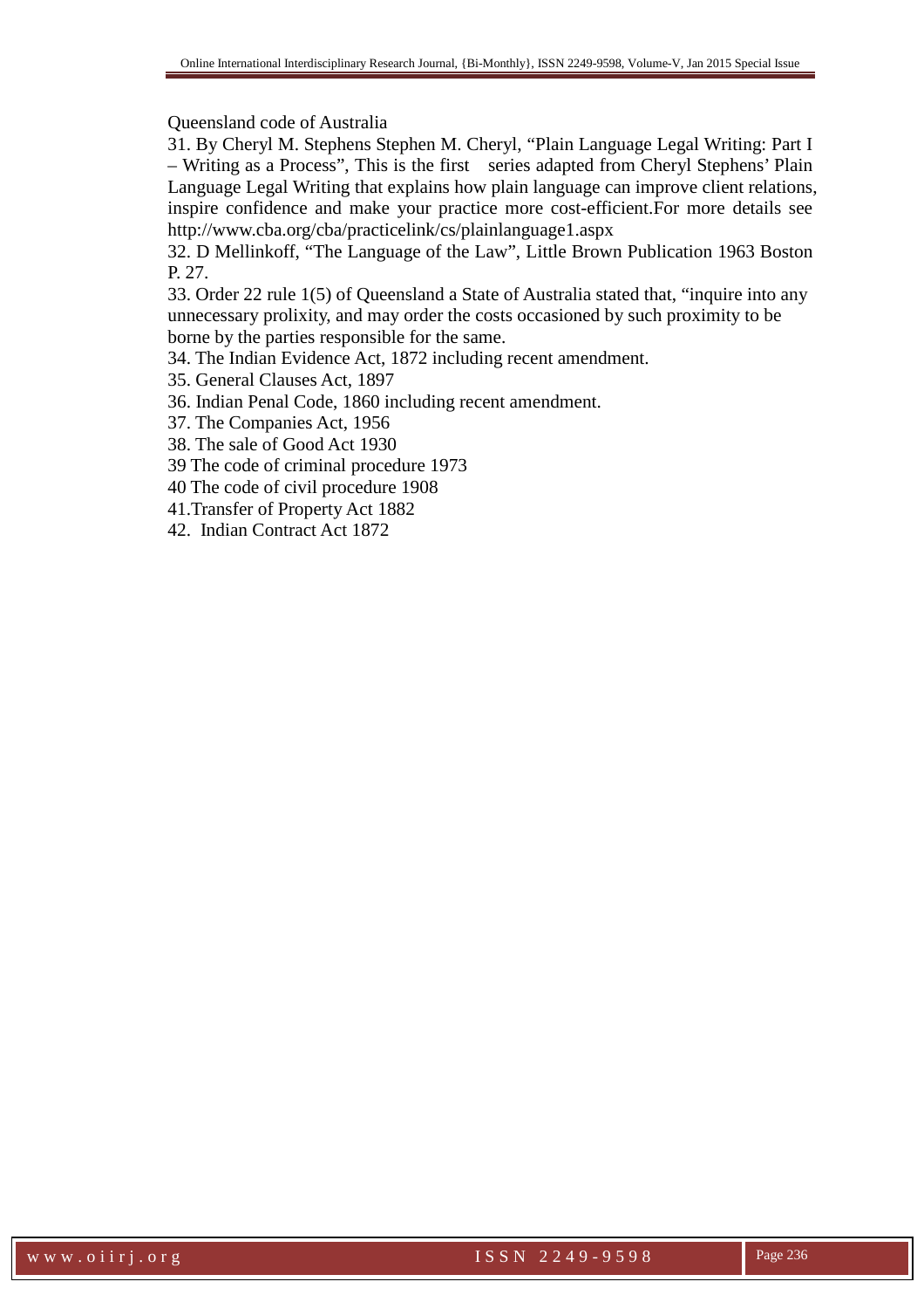Queensland code of Australia

31. By Cheryl M. Stephens Stephen M. Cheryl, "Plain Language Legal Writing: Part I – Writing as a Process", This is the first series adapted from Cheryl Stephens' Plain Language Legal Writing that explains how plain language can improve client relations, inspire confidence and make your practice more cost-efficient.For more details see http://www.cba.org/cba/practicelink/cs/plainlanguage1.aspx

32. D Mellinkoff, "The Language of the Law", Little Brown Publication 1963 Boston P. 27.

33. Order 22 rule 1(5) of Queensland a State of Australia stated that, "inquire into any unnecessary prolixity, and may order the costs occasioned by such proximity to be borne by the parties responsible for the same.

34. The Indian Evidence Act, 1872 including recent amendment.

35. General Clauses Act, 1897

36. Indian Penal Code, 1860 including recent amendment.

37. The Companies Act, 1956

38. The sale of Good Act 1930

39 The code of criminal procedure 1973

40 The code of civil procedure 1908

41.Transfer of Property Act 1882

42. Indian Contract Act 1872